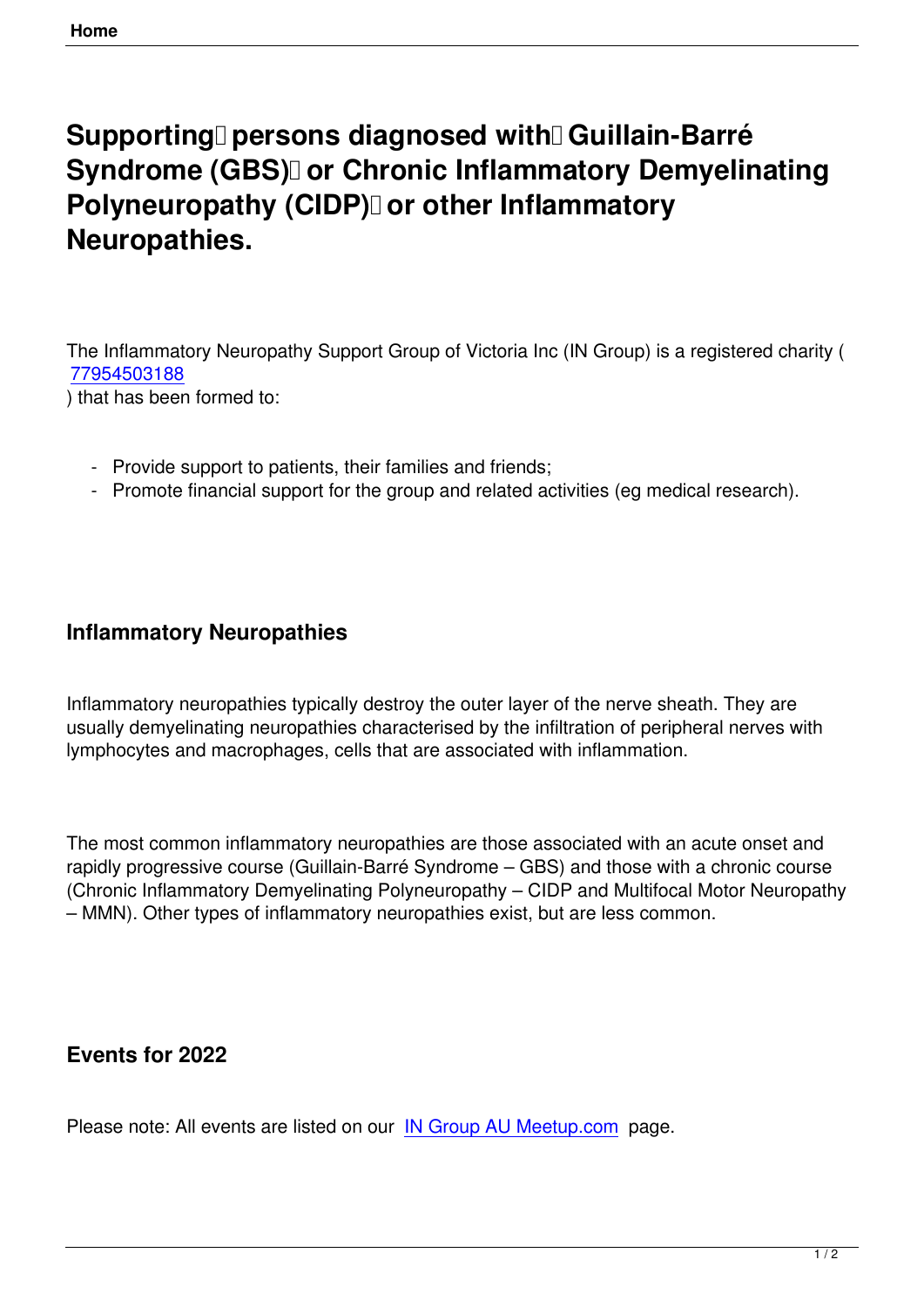# Supporting persons diagnosed with Guillain-Barré Syndrome (GBS) or Chronic Inflammatory Demyelinating Polyneuropathy (CIDP) or other Inflammatory Neuropathies.

The Inflammatory Neuropathy Support Group of Victoria Inc (IN Group) is a registered charity ( 77954503188 ) that has been formed to:

- Provide support to patients, their families and friends;
- Promote financial support for the group and related activities (eg medical research).

## Inflammatory Neuropathies

Inflammatory neuropathies typically destroy the outer layer of the nerve sheath. They are usually demyelinating neuropathies characterised by the infiltration of peripheral nerves with lymphocytes and macrophages, cells that are associated with inflammation.

The most common inflammatory neuropathies are those associated with an acute onset and rapidly progressive course (Guillain-Barré Syndrome – GBS) and those with a chronic course (Chronic Inflammatory Demyelinating Polyneuropathy – CIDP and Multifocal Motor Neuropathy – MMN). Other types of inflammatory neuropathies exist, but are less common.

## Events for 2022

Please note: All events are listed on our IN Group AU Meetup.com page.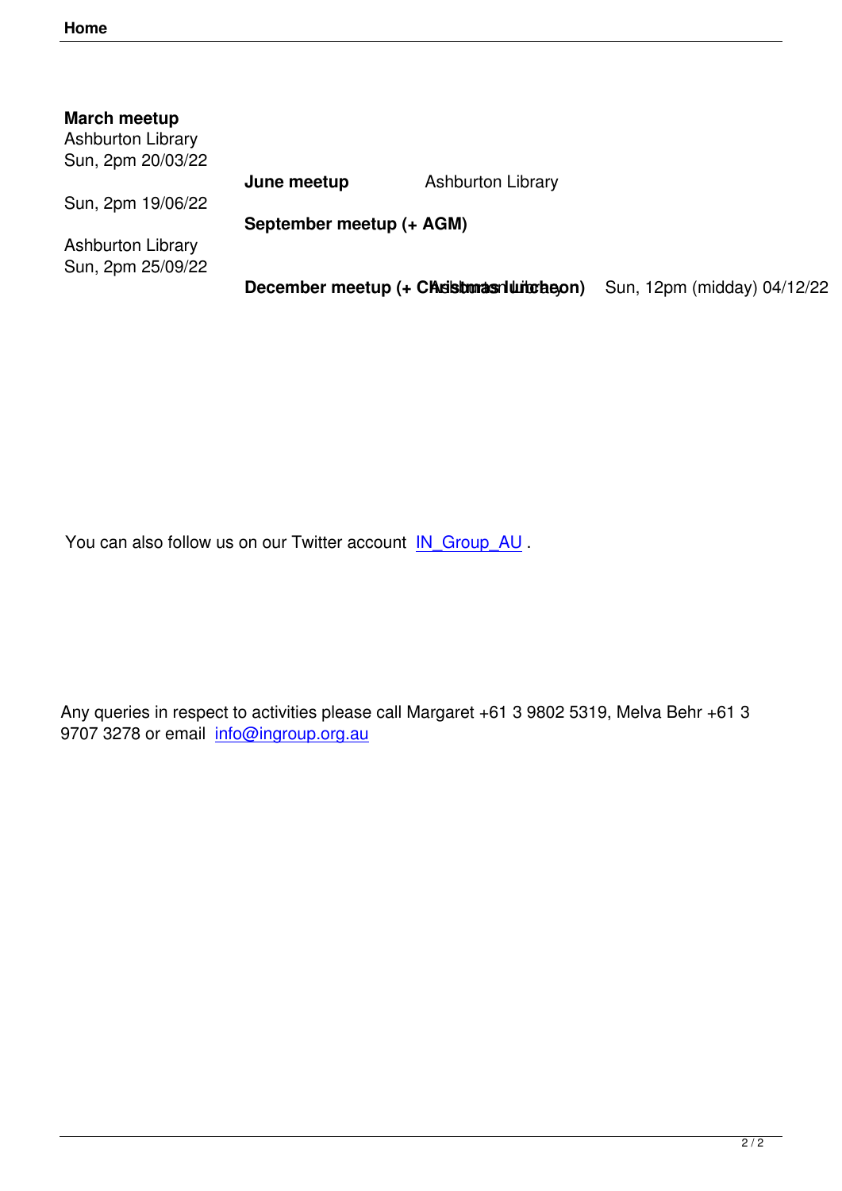**March meetup**
Ashburton Library
Sun, 2pm 20/03/22

**June meetup**
Ashburton Library
Sun, 2pm 19/06/22

**September meetup (+ AGM)**
Ashburton Library
Sun, 2pm 25/09/22

**December meetup (+ Christmas luncheon)**
Ashburton Library
Sun, 12pm (midday) 04/12/22

You can also follow us on our Twitter account IN_Group_AU .

Any queries in respect to activities please call Margaret +61 3 9802 5319, Melva Behr +61 3 9707 3278 or email info@ingroup.org.au